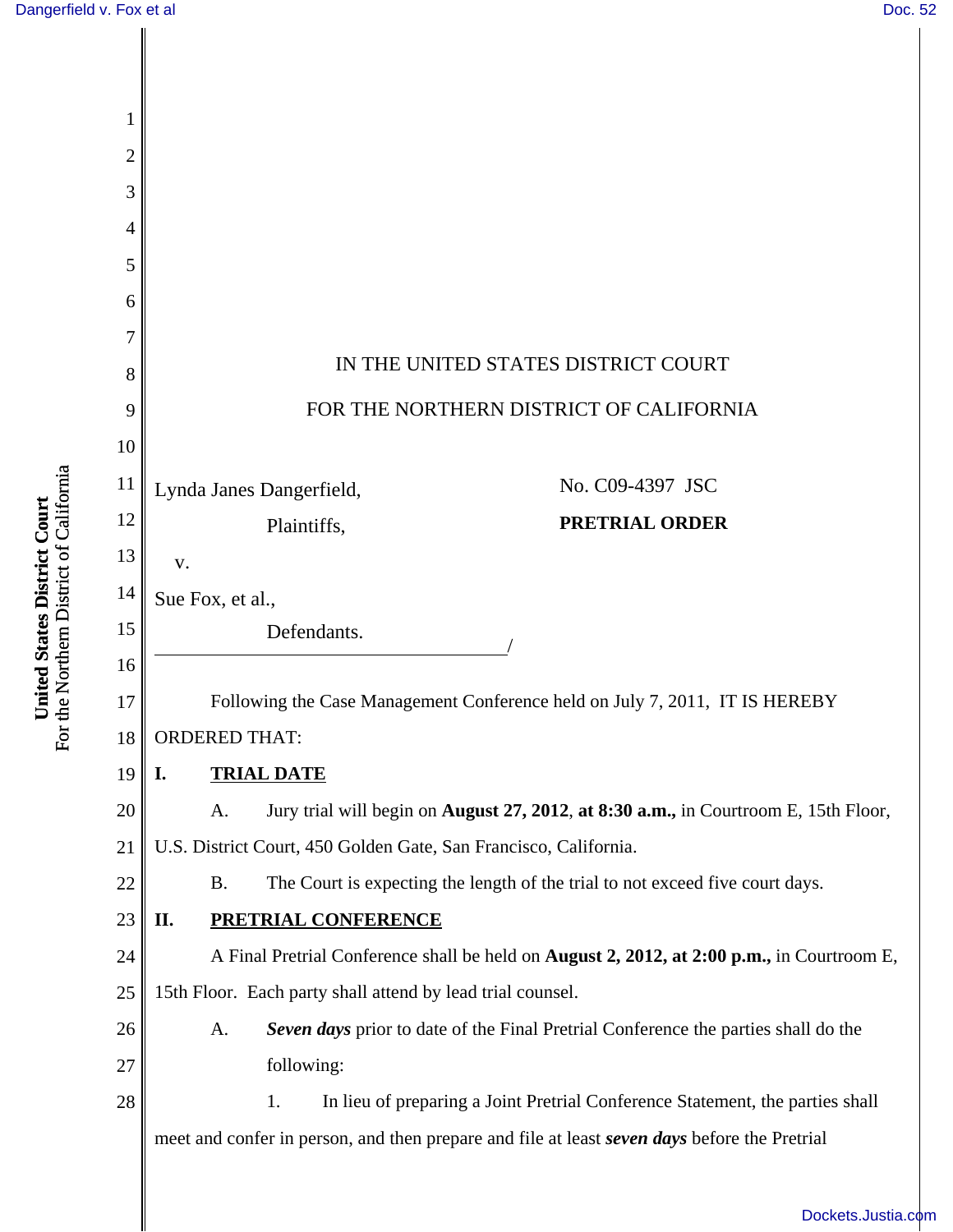IN THE UNITED STATES DISTRICT COURT

FOR THE NORTHERN DISTRICT OF CALIFORNIA

Lynda Janes Dangerfield,

Plaintiffs,

v.

Sue Fox, et al.,

Defendants.

No. C09-4397 JSC

**PRETRIAL ORDER**

Following the Case Management Conference held on July 7, 2011, IT IS HEREBY ORDERED THAT:

## I. TRIAL DATE

A. Jury trial will begin on **August 27, 2012**, **at 8:30 a.m.,** in Courtroom E, 15th Floor, U.S. District Court, 450 Golden Gate, San Francisco, California.

B. The Court is expecting the length of the trial to not exceed five court days.

## II. PRETRIAL CONFERENCE

A Final Pretrial Conference shall be held on **August 2, 2012, at 2:00 p.m.,** in Courtroom E, 15th Floor. Each party shall attend by lead trial counsel.

A. ***Seven days*** prior to date of the Final Pretrial Conference the parties shall do the following:

1. In lieu of preparing a Joint Pretrial Conference Statement, the parties shall meet and confer in person, and then prepare and file at least ***seven days*** before the Pretrial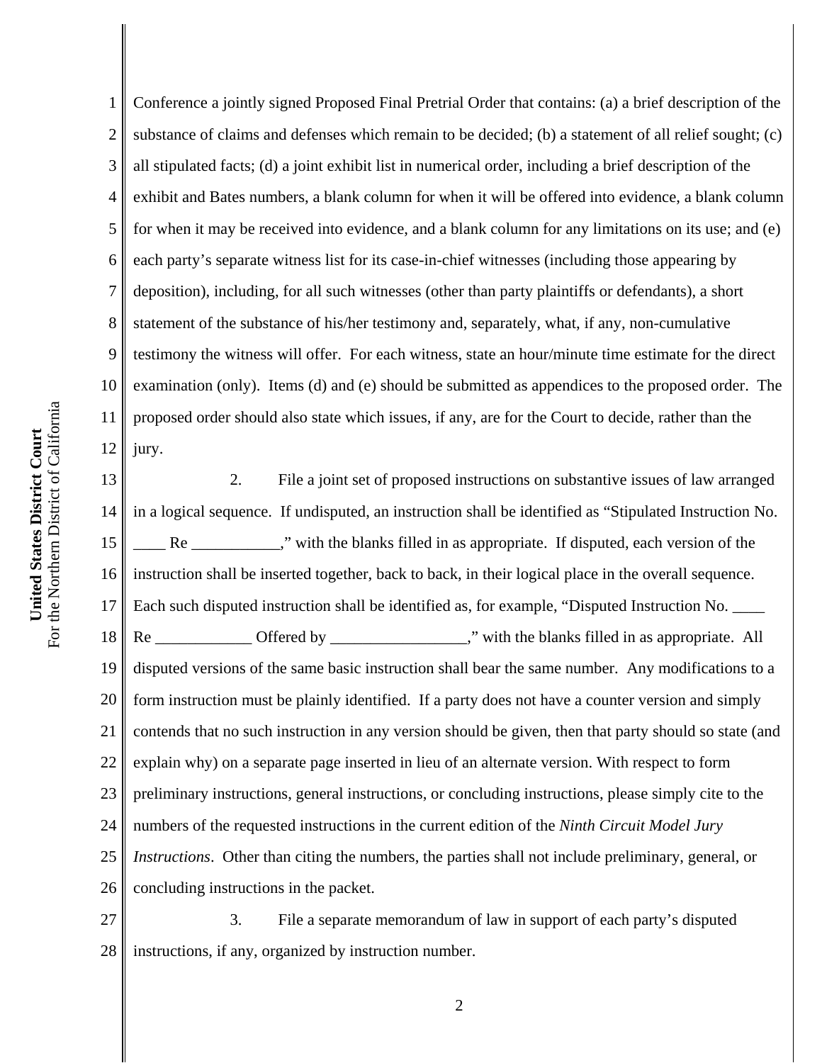Conference a jointly signed Proposed Final Pretrial Order that contains: (a) a brief description of the substance of claims and defenses which remain to be decided; (b) a statement of all relief sought; (c) all stipulated facts; (d) a joint exhibit list in numerical order, including a brief description of the exhibit and Bates numbers, a blank column for when it will be offered into evidence, a blank column for when it may be received into evidence, and a blank column for any limitations on its use; and (e) each party's separate witness list for its case-in-chief witnesses (including those appearing by deposition), including, for all such witnesses (other than party plaintiffs or defendants), a short statement of the substance of his/her testimony and, separately, what, if any, non-cumulative testimony the witness will offer. For each witness, state an hour/minute time estimate for the direct examination (only). Items (d) and (e) should be submitted as appendices to the proposed order. The proposed order should also state which issues, if any, are for the Court to decide, rather than the jury.

2. File a joint set of proposed instructions on substantive issues of law arranged in a logical sequence. If undisputed, an instruction shall be identified as "Stipulated Instruction No. ____ Re ___________," with the blanks filled in as appropriate. If disputed, each version of the instruction shall be inserted together, back to back, in their logical place in the overall sequence. Each such disputed instruction shall be identified as, for example, "Disputed Instruction No. ____ Re ____________ Offered by _________________," with the blanks filled in as appropriate. All disputed versions of the same basic instruction shall bear the same number. Any modifications to a form instruction must be plainly identified. If a party does not have a counter version and simply contends that no such instruction in any version should be given, then that party should so state (and explain why) on a separate page inserted in lieu of an alternate version. With respect to form preliminary instructions, general instructions, or concluding instructions, please simply cite to the numbers of the requested instructions in the current edition of the *Ninth Circuit Model Jury Instructions*. Other than citing the numbers, the parties shall not include preliminary, general, or concluding instructions in the packet.

3. File a separate memorandum of law in support of each party's disputed instructions, if any, organized by instruction number.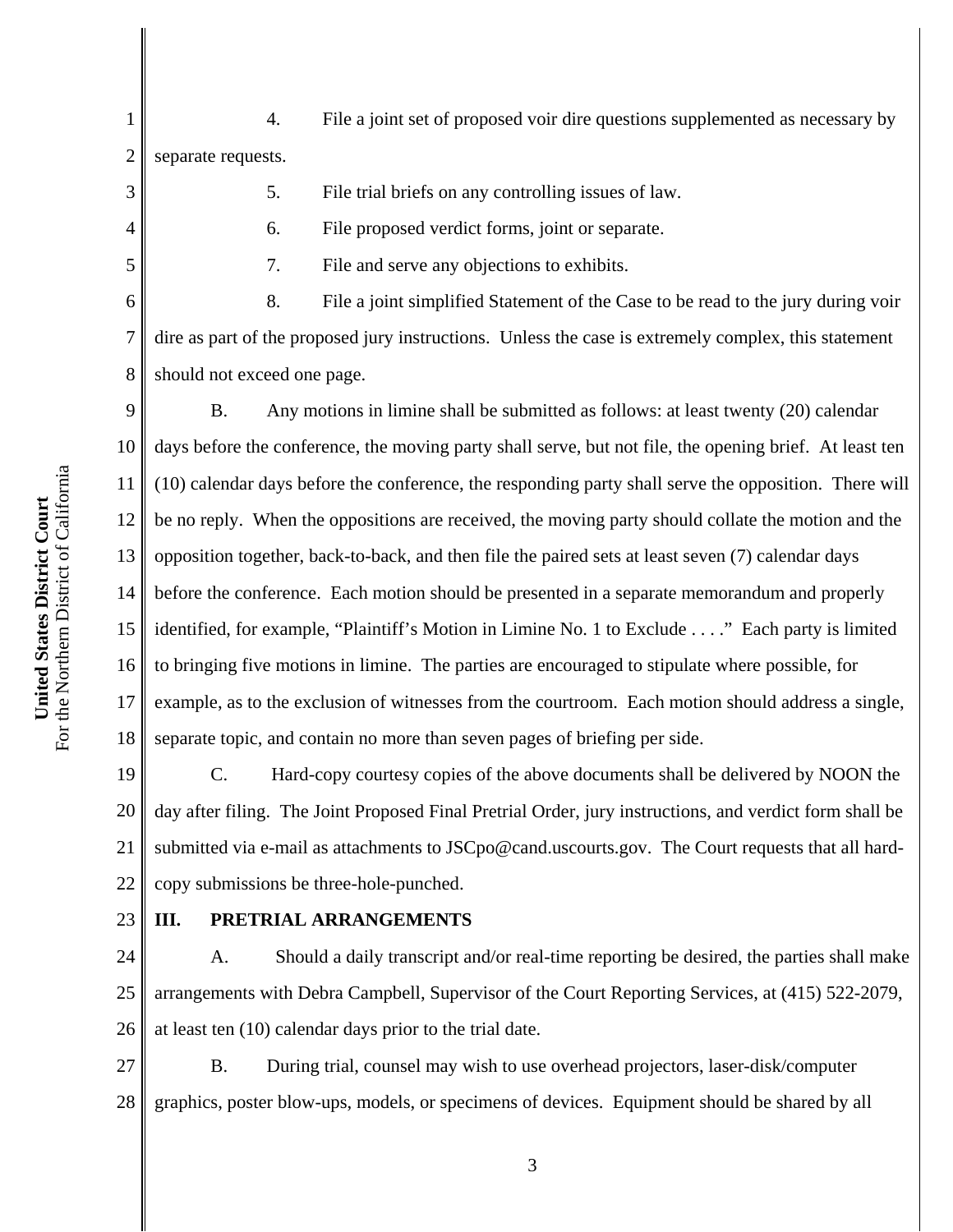4. File a joint set of proposed voir dire questions supplemented as necessary by separate requests.

5. File trial briefs on any controlling issues of law.

6. File proposed verdict forms, joint or separate.

7. File and serve any objections to exhibits.

8. File a joint simplified Statement of the Case to be read to the jury during voir dire as part of the proposed jury instructions. Unless the case is extremely complex, this statement should not exceed one page.

B. Any motions in limine shall be submitted as follows: at least twenty (20) calendar days before the conference, the moving party shall serve, but not file, the opening brief. At least ten (10) calendar days before the conference, the responding party shall serve the opposition. There will be no reply. When the oppositions are received, the moving party should collate the motion and the opposition together, back-to-back, and then file the paired sets at least seven (7) calendar days before the conference. Each motion should be presented in a separate memorandum and properly identified, for example, "Plaintiff's Motion in Limine No. 1 to Exclude . . . ." Each party is limited to bringing five motions in limine. The parties are encouraged to stipulate where possible, for example, as to the exclusion of witnesses from the courtroom. Each motion should address a single, separate topic, and contain no more than seven pages of briefing per side.

C. Hard-copy courtesy copies of the above documents shall be delivered by NOON the day after filing. The Joint Proposed Final Pretrial Order, jury instructions, and verdict form shall be submitted via e-mail as attachments to JSCpo@cand.uscourts.gov. The Court requests that all hard-copy submissions be three-hole-punched.

## III. PRETRIAL ARRANGEMENTS

A. Should a daily transcript and/or real-time reporting be desired, the parties shall make arrangements with Debra Campbell, Supervisor of the Court Reporting Services, at (415) 522-2079, at least ten (10) calendar days prior to the trial date.

B. During trial, counsel may wish to use overhead projectors, laser-disk/computer graphics, poster blow-ups, models, or specimens of devices. Equipment should be shared by all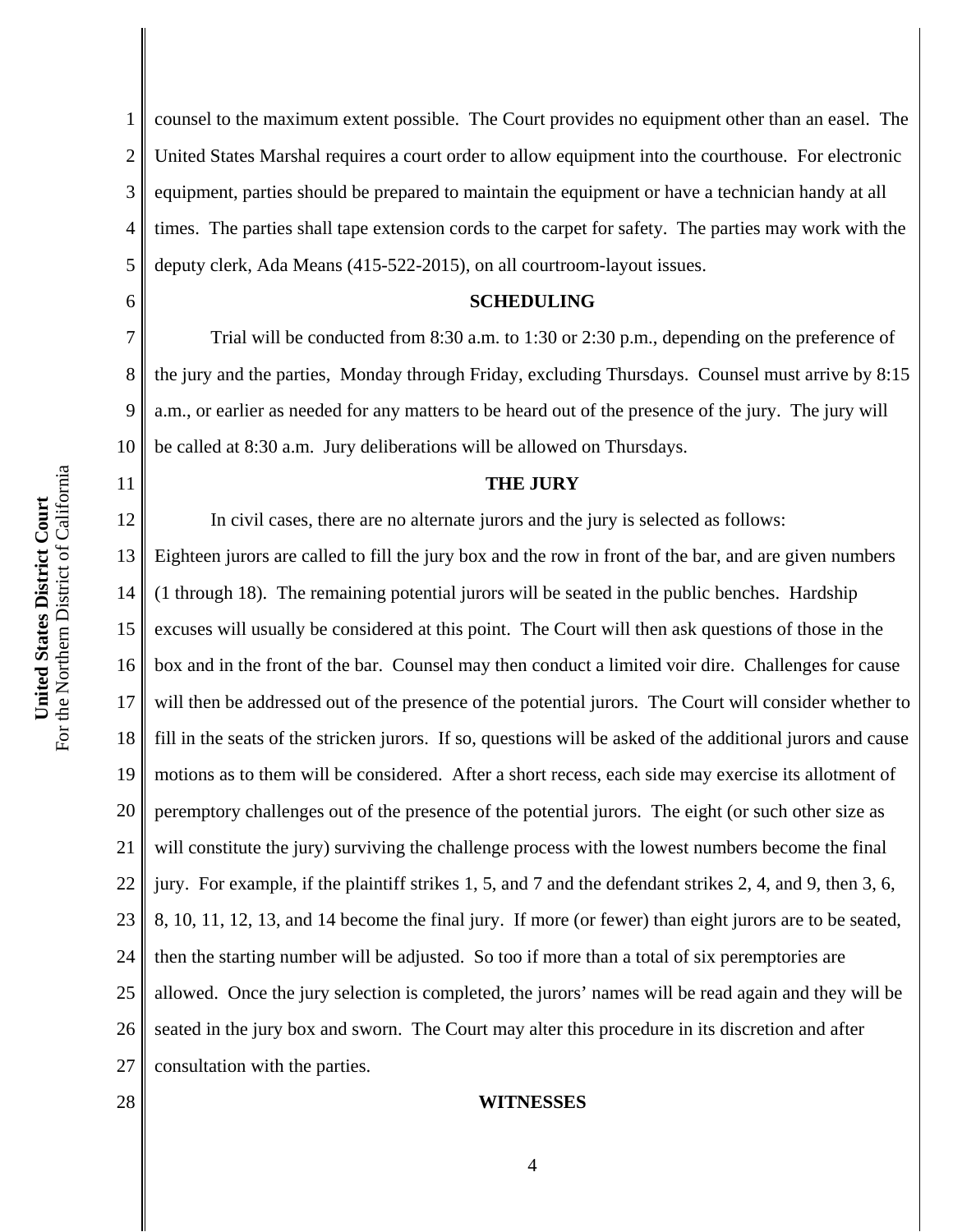counsel to the maximum extent possible. The Court provides no equipment other than an easel. The United States Marshal requires a court order to allow equipment into the courthouse. For electronic equipment, parties should be prepared to maintain the equipment or have a technician handy at all times. The parties shall tape extension cords to the carpet for safety. The parties may work with the deputy clerk, Ada Means (415-522-2015), on all courtroom-layout issues.

**SCHEDULING**

Trial will be conducted from 8:30 a.m. to 1:30 or 2:30 p.m., depending on the preference of the jury and the parties, Monday through Friday, excluding Thursdays. Counsel must arrive by 8:15 a.m., or earlier as needed for any matters to be heard out of the presence of the jury. The jury will be called at 8:30 a.m. Jury deliberations will be allowed on Thursdays.

**THE JURY**

In civil cases, there are no alternate jurors and the jury is selected as follows: Eighteen jurors are called to fill the jury box and the row in front of the bar, and are given numbers (1 through 18). The remaining potential jurors will be seated in the public benches. Hardship excuses will usually be considered at this point. The Court will then ask questions of those in the box and in the front of the bar. Counsel may then conduct a limited voir dire. Challenges for cause will then be addressed out of the presence of the potential jurors. The Court will consider whether to fill in the seats of the stricken jurors. If so, questions will be asked of the additional jurors and cause motions as to them will be considered. After a short recess, each side may exercise its allotment of peremptory challenges out of the presence of the potential jurors. The eight (or such other size as will constitute the jury) surviving the challenge process with the lowest numbers become the final jury. For example, if the plaintiff strikes 1, 5, and 7 and the defendant strikes 2, 4, and 9, then 3, 6, 8, 10, 11, 12, 13, and 14 become the final jury. If more (or fewer) than eight jurors are to be seated, then the starting number will be adjusted. So too if more than a total of six peremptories are allowed. Once the jury selection is completed, the jurors' names will be read again and they will be seated in the jury box and sworn. The Court may alter this procedure in its discretion and after consultation with the parties.

**WITNESSES**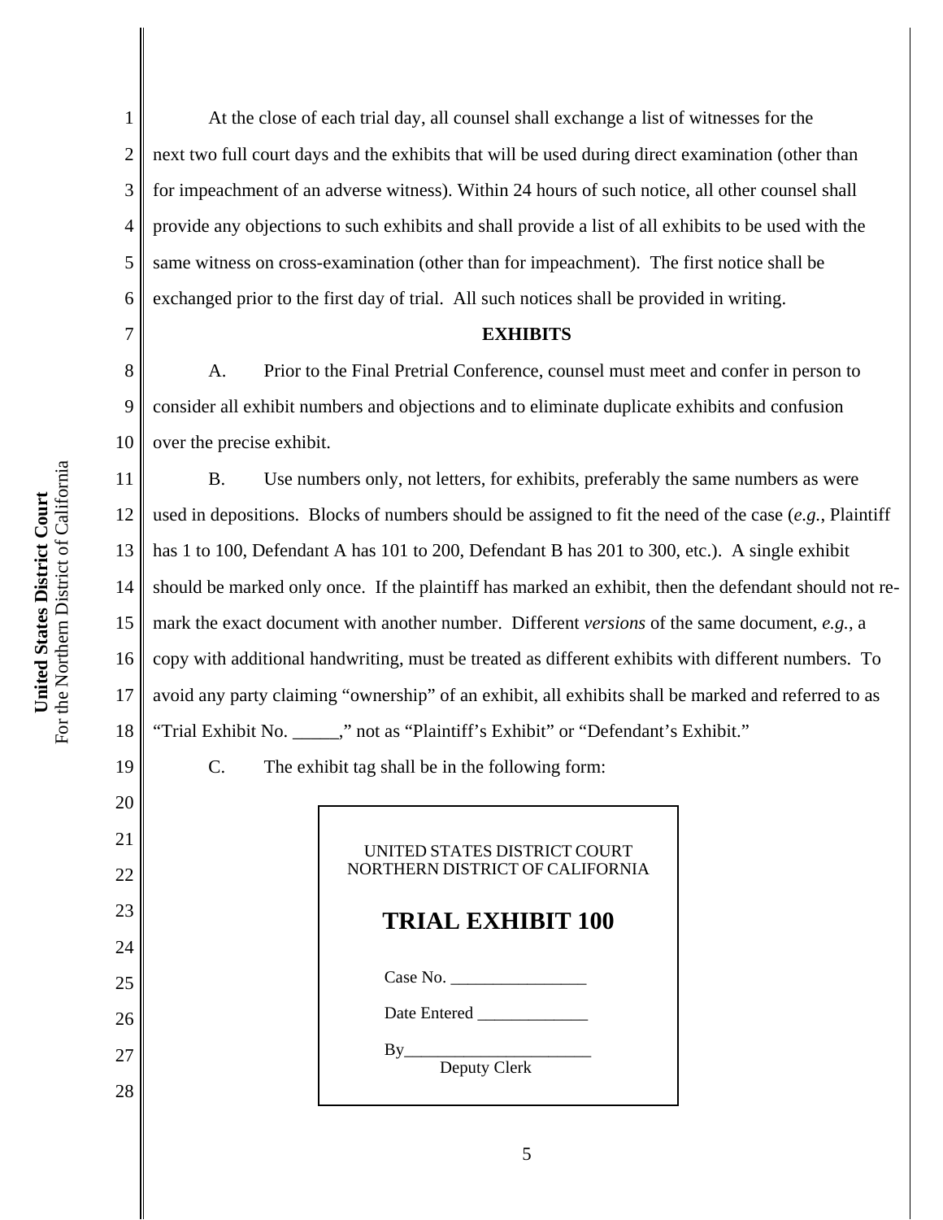At the close of each trial day, all counsel shall exchange a list of witnesses for the next two full court days and the exhibits that will be used during direct examination (other than for impeachment of an adverse witness). Within 24 hours of such notice, all other counsel shall provide any objections to such exhibits and shall provide a list of all exhibits to be used with the same witness on cross-examination (other than for impeachment). The first notice shall be exchanged prior to the first day of trial. All such notices shall be provided in writing.

**EXHIBITS**

A. Prior to the Final Pretrial Conference, counsel must meet and confer in person to consider all exhibit numbers and objections and to eliminate duplicate exhibits and confusion over the precise exhibit.

B. Use numbers only, not letters, for exhibits, preferably the same numbers as were used in depositions. Blocks of numbers should be assigned to fit the need of the case (*e.g.*, Plaintiff has 1 to 100, Defendant A has 101 to 200, Defendant B has 201 to 300, etc.). A single exhibit should be marked only once. If the plaintiff has marked an exhibit, then the defendant should not re-mark the exact document with another number. Different *versions* of the same document, *e.g.*, a copy with additional handwriting, must be treated as different exhibits with different numbers. To avoid any party claiming "ownership" of an exhibit, all exhibits shall be marked and referred to as "Trial Exhibit No. _____," not as "Plaintiff's Exhibit" or "Defendant's Exhibit."

C. The exhibit tag shall be in the following form:

UNITED STATES DISTRICT COURT
NORTHERN DISTRICT OF CALIFORNIA

**TRIAL EXHIBIT 100**

Case No. ________________

Date Entered _____________

By______________________
Deputy Clerk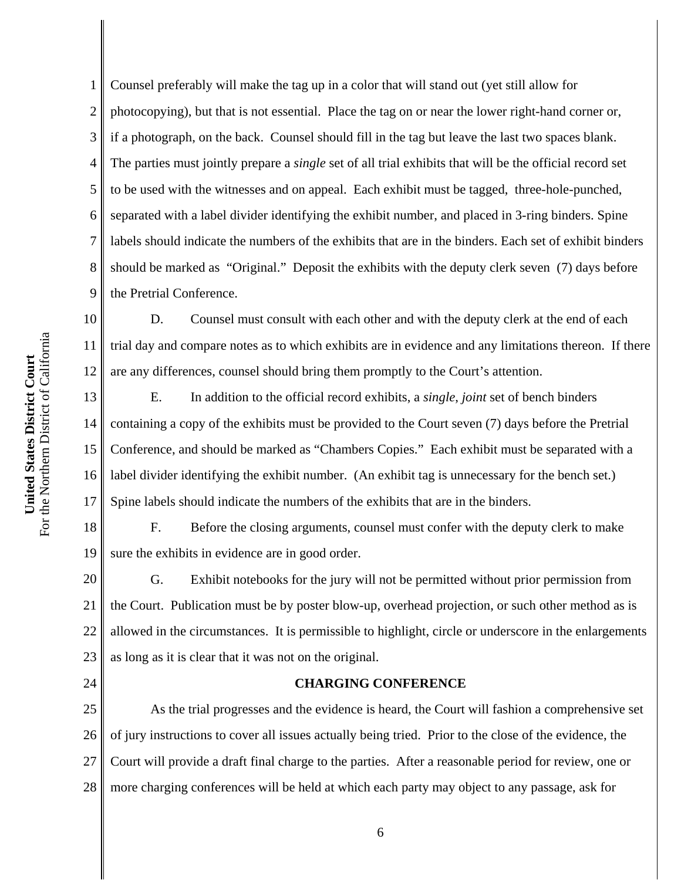Counsel preferably will make the tag up in a color that will stand out (yet still allow for photocopying), but that is not essential. Place the tag on or near the lower right-hand corner or, if a photograph, on the back. Counsel should fill in the tag but leave the last two spaces blank. The parties must jointly prepare a *single* set of all trial exhibits that will be the official record set to be used with the witnesses and on appeal. Each exhibit must be tagged, three-hole-punched, separated with a label divider identifying the exhibit number, and placed in 3-ring binders. Spine labels should indicate the numbers of the exhibits that are in the binders. Each set of exhibit binders should be marked as "Original." Deposit the exhibits with the deputy clerk seven (7) days before the Pretrial Conference.

D. Counsel must consult with each other and with the deputy clerk at the end of each trial day and compare notes as to which exhibits are in evidence and any limitations thereon. If there are any differences, counsel should bring them promptly to the Court's attention.

E. In addition to the official record exhibits, a *single*, *joint* set of bench binders containing a copy of the exhibits must be provided to the Court seven (7) days before the Pretrial Conference, and should be marked as "Chambers Copies." Each exhibit must be separated with a label divider identifying the exhibit number. (An exhibit tag is unnecessary for the bench set.) Spine labels should indicate the numbers of the exhibits that are in the binders.

F. Before the closing arguments, counsel must confer with the deputy clerk to make sure the exhibits in evidence are in good order.

G. Exhibit notebooks for the jury will not be permitted without prior permission from the Court. Publication must be by poster blow-up, overhead projection, or such other method as is allowed in the circumstances. It is permissible to highlight, circle or underscore in the enlargements as long as it is clear that it was not on the original.

**CHARGING CONFERENCE**

As the trial progresses and the evidence is heard, the Court will fashion a comprehensive set of jury instructions to cover all issues actually being tried. Prior to the close of the evidence, the Court will provide a draft final charge to the parties. After a reasonable period for review, one or more charging conferences will be held at which each party may object to any passage, ask for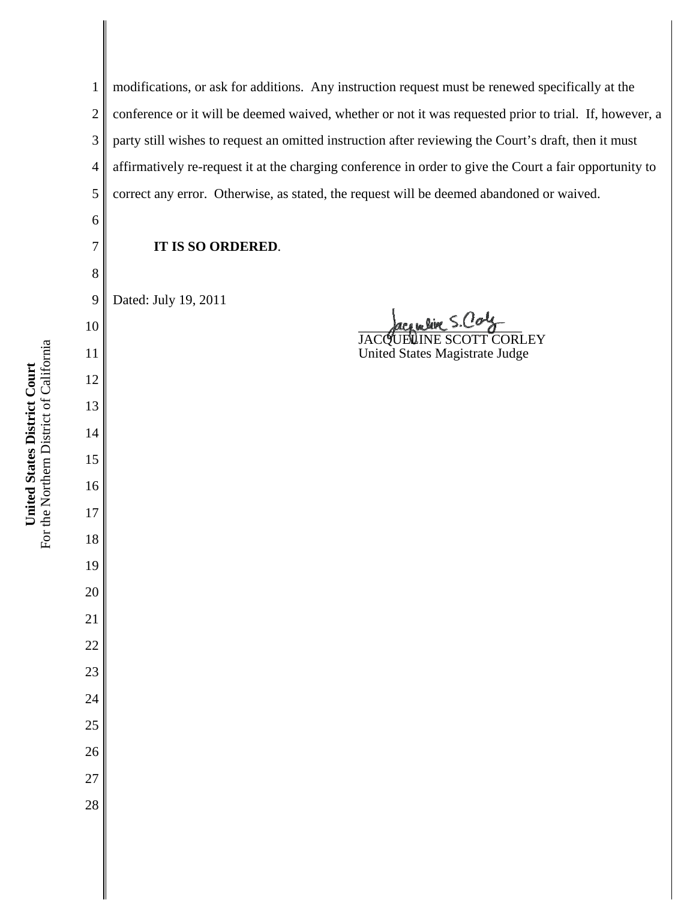modifications, or ask for additions. Any instruction request must be renewed specifically at the conference or it will be deemed waived, whether or not it was requested prior to trial. If, however, a party still wishes to request an omitted instruction after reviewing the Court's draft, then it must affirmatively re-request it at the charging conference in order to give the Court a fair opportunity to correct any error. Otherwise, as stated, the request will be deemed abandoned or waived.

**IT IS SO ORDERED**.

Dated: July 19, 2011

JACQUELINE SCOTT CORLEY
United States Magistrate Judge